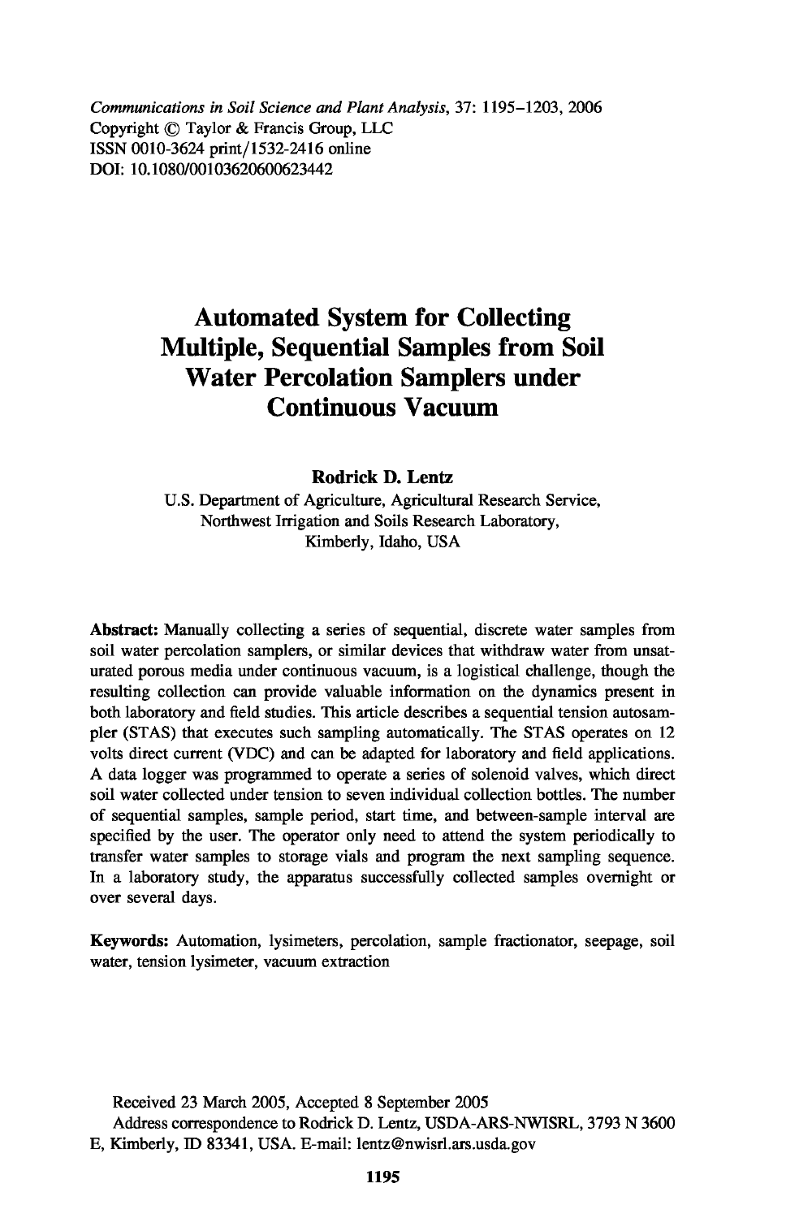Communications in Soil Science and Plant Analysis, 37: 1195–1203, 2006
Copyright © Taylor & Francis Group, LLC
ISSN 0010-3624 print/1532-2416 online
DOI: 10.1080/00103620600623442

# Automated System for Collecting Multiple, Sequential Samples from Soil Water Percolation Samplers under Continuous Vacuum

**Rodrick D. Lentz**

U.S. Department of Agriculture, Agricultural Research Service,
Northwest Irrigation and Soils Research Laboratory,
Kimberly, Idaho, USA

**Abstract:** Manually collecting a series of sequential, discrete water samples from soil water percolation samplers, or similar devices that withdraw water from unsaturated porous media under continuous vacuum, is a logistical challenge, though the resulting collection can provide valuable information on the dynamics present in both laboratory and field studies. This article describes a sequential tension autosampler (STAS) that executes such sampling automatically. The STAS operates on 12 volts direct current (VDC) and can be adapted for laboratory and field applications. A data logger was programmed to operate a series of solenoid valves, which direct soil water collected under tension to seven individual collection bottles. The number of sequential samples, sample period, start time, and between-sample interval are specified by the user. The operator only need to attend the system periodically to transfer water samples to storage vials and program the next sampling sequence. In a laboratory study, the apparatus successfully collected samples overnight or over several days.

**Keywords:** Automation, lysimeters, percolation, sample fractionator, seepage, soil water, tension lysimeter, vacuum extraction

Received 23 March 2005, Accepted 8 September 2005

Address correspondence to Rodrick D. Lentz, USDA-ARS-NWISRL, 3793 N 3600 E, Kimberly, ID 83341, USA. E-mail: lentz@nwisrl.ars.usda.gov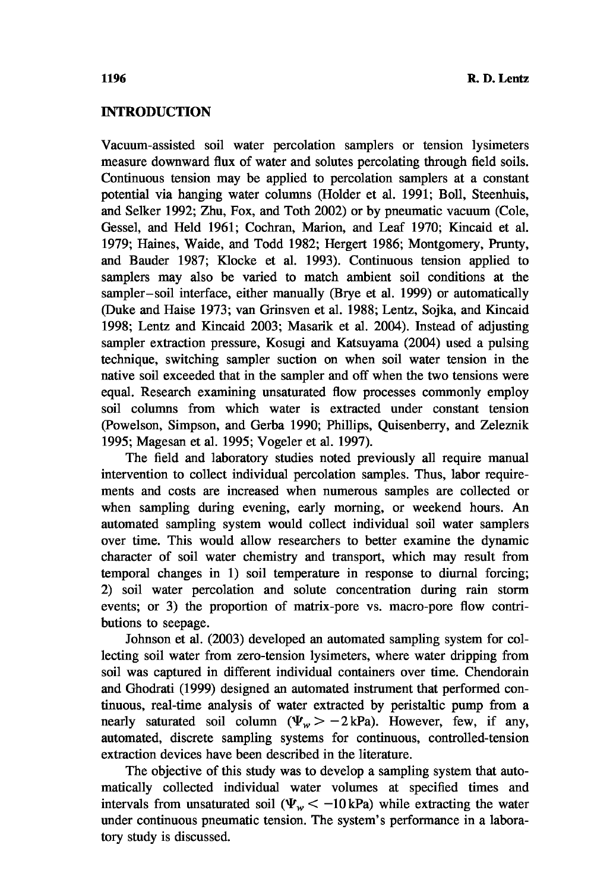## INTRODUCTION

Vacuum-assisted soil water percolation samplers or tension lysimeters measure downward flux of water and solutes percolating through field soils. Continuous tension may be applied to percolation samplers at a constant potential via hanging water columns (Holder et al. 1991; Boll, Steenhuis, and Selker 1992; Zhu, Fox, and Toth 2002) or by pneumatic vacuum (Cole, Gessel, and Held 1961; Cochran, Marion, and Leaf 1970; Kincaid et al. 1979; Haines, Waide, and Todd 1982; Hergert 1986; Montgomery, Prunty, and Bauder 1987; Klocke et al. 1993). Continuous tension applied to samplers may also be varied to match ambient soil conditions at the sampler–soil interface, either manually (Brye et al. 1999) or automatically (Duke and Haise 1973; van Grinsven et al. 1988; Lentz, Sojka, and Kincaid 1998; Lentz and Kincaid 2003; Masarik et al. 2004). Instead of adjusting sampler extraction pressure, Kosugi and Katsuyama (2004) used a pulsing technique, switching sampler suction on when soil water tension in the native soil exceeded that in the sampler and off when the two tensions were equal. Research examining unsaturated flow processes commonly employ soil columns from which water is extracted under constant tension (Powelson, Simpson, and Gerba 1990; Phillips, Quisenberry, and Zeleznik 1995; Magesan et al. 1995; Vogeler et al. 1997).

The field and laboratory studies noted previously all require manual intervention to collect individual percolation samples. Thus, labor requirements and costs are increased when numerous samples are collected or when sampling during evening, early morning, or weekend hours. An automated sampling system would collect individual soil water samplers over time. This would allow researchers to better examine the dynamic character of soil water chemistry and transport, which may result from temporal changes in 1) soil temperature in response to diurnal forcing; 2) soil water percolation and solute concentration during rain storm events; or 3) the proportion of matrix-pore vs. macro-pore flow contributions to seepage.

Johnson et al. (2003) developed an automated sampling system for collecting soil water from zero-tension lysimeters, where water dripping from soil was captured in different individual containers over time. Chendorain and Ghodrati (1999) designed an automated instrument that performed continuous, real-time analysis of water extracted by peristaltic pump from a nearly saturated soil column ($\Psi_w > -2\,\text{kPa}$). However, few, if any, automated, discrete sampling systems for continuous, controlled-tension extraction devices have been described in the literature.

The objective of this study was to develop a sampling system that automatically collected individual water volumes at specified times and intervals from unsaturated soil ($\Psi_w < -10\,\text{kPa}$) while extracting the water under continuous pneumatic tension. The system's performance in a laboratory study is discussed.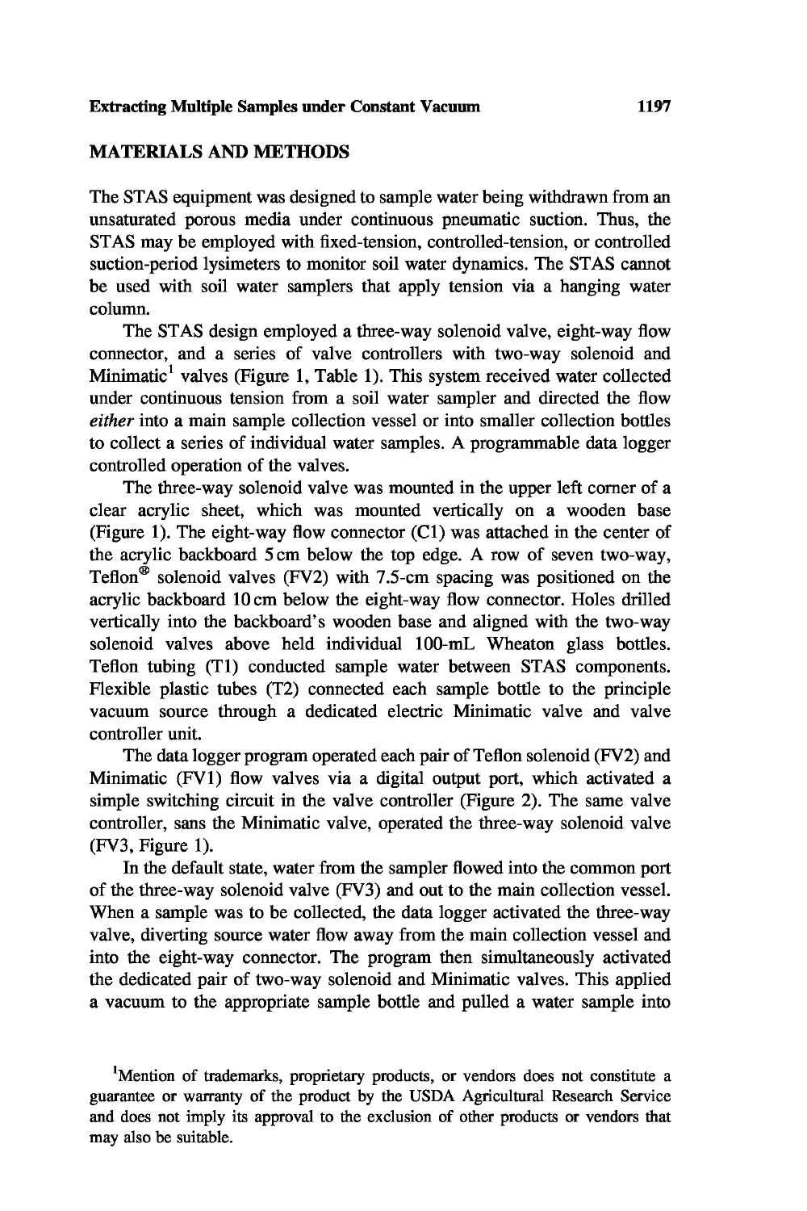## MATERIALS AND METHODS

The STAS equipment was designed to sample water being withdrawn from an unsaturated porous media under continuous pneumatic suction. Thus, the STAS may be employed with fixed-tension, controlled-tension, or controlled suction-period lysimeters to monitor soil water dynamics. The STAS cannot be used with soil water samplers that apply tension via a hanging water column.

The STAS design employed a three-way solenoid valve, eight-way flow connector, and a series of valve controllers with two-way solenoid and Minimatic[1] valves (Figure 1, Table 1). This system received water collected under continuous tension from a soil water sampler and directed the flow *either* into a main sample collection vessel or into smaller collection bottles to collect a series of individual water samples. A programmable data logger controlled operation of the valves.

The three-way solenoid valve was mounted in the upper left corner of a clear acrylic sheet, which was mounted vertically on a wooden base (Figure 1). The eight-way flow connector (C1) was attached in the center of the acrylic backboard 5 cm below the top edge. A row of seven two-way, Teflon® solenoid valves (FV2) with 7.5-cm spacing was positioned on the acrylic backboard 10 cm below the eight-way flow connector. Holes drilled vertically into the backboard's wooden base and aligned with the two-way solenoid valves above held individual 100-mL Wheaton glass bottles. Teflon tubing (T1) conducted sample water between STAS components. Flexible plastic tubes (T2) connected each sample bottle to the principle vacuum source through a dedicated electric Minimatic valve and valve controller unit.

The data logger program operated each pair of Teflon solenoid (FV2) and Minimatic (FV1) flow valves via a digital output port, which activated a simple switching circuit in the valve controller (Figure 2). The same valve controller, sans the Minimatic valve, operated the three-way solenoid valve (FV3, Figure 1).

In the default state, water from the sampler flowed into the common port of the three-way solenoid valve (FV3) and out to the main collection vessel. When a sample was to be collected, the data logger activated the three-way valve, diverting source water flow away from the main collection vessel and into the eight-way connector. The program then simultaneously activated the dedicated pair of two-way solenoid and Minimatic valves. This applied a vacuum to the appropriate sample bottle and pulled a water sample into

[1]Mention of trademarks, proprietary products, or vendors does not constitute a guarantee or warranty of the product by the USDA Agricultural Research Service and does not imply its approval to the exclusion of other products or vendors that may also be suitable.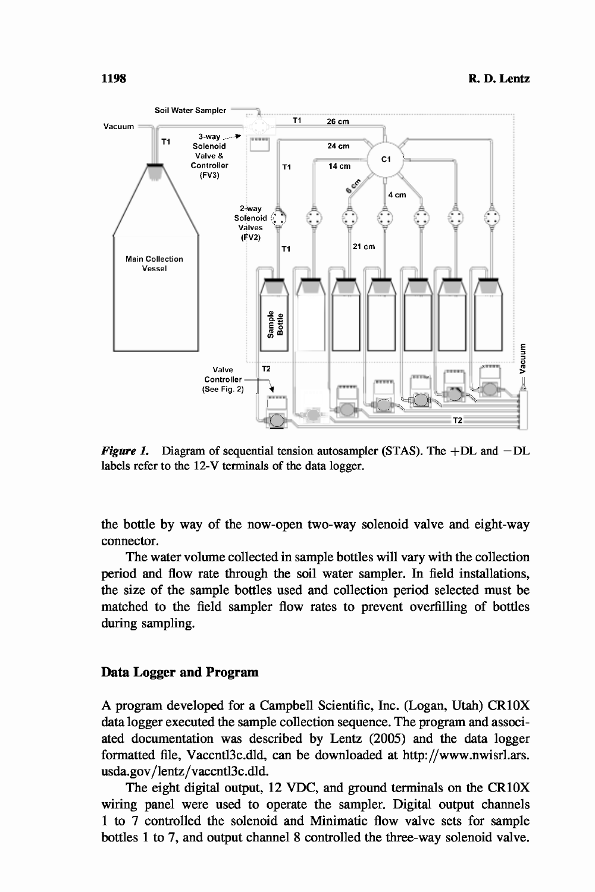*Figure 1.* Diagram of sequential tension autosampler (STAS). The +DL and −DL labels refer to the 12-V terminals of the data logger.

the bottle by way of the now-open two-way solenoid valve and eight-way connector.

The water volume collected in sample bottles will vary with the collection period and flow rate through the soil water sampler. In field installations, the size of the sample bottles used and collection period selected must be matched to the field sampler flow rates to prevent overfilling of bottles during sampling.

## Data Logger and Program

A program developed for a Campbell Scientific, Inc. (Logan, Utah) CR10X data logger executed the sample collection sequence. The program and associated documentation was described by Lentz (2005) and the data logger formatted file, Vaccntl3c.dld, can be downloaded at http://www.nwisrl.ars.usda.gov/lentz/vaccntl3c.dld.

The eight digital output, 12 VDC, and ground terminals on the CR10X wiring panel were used to operate the sampler. Digital output channels 1 to 7 controlled the solenoid and Minimatic flow valve sets for sample bottles 1 to 7, and output channel 8 controlled the three-way solenoid valve.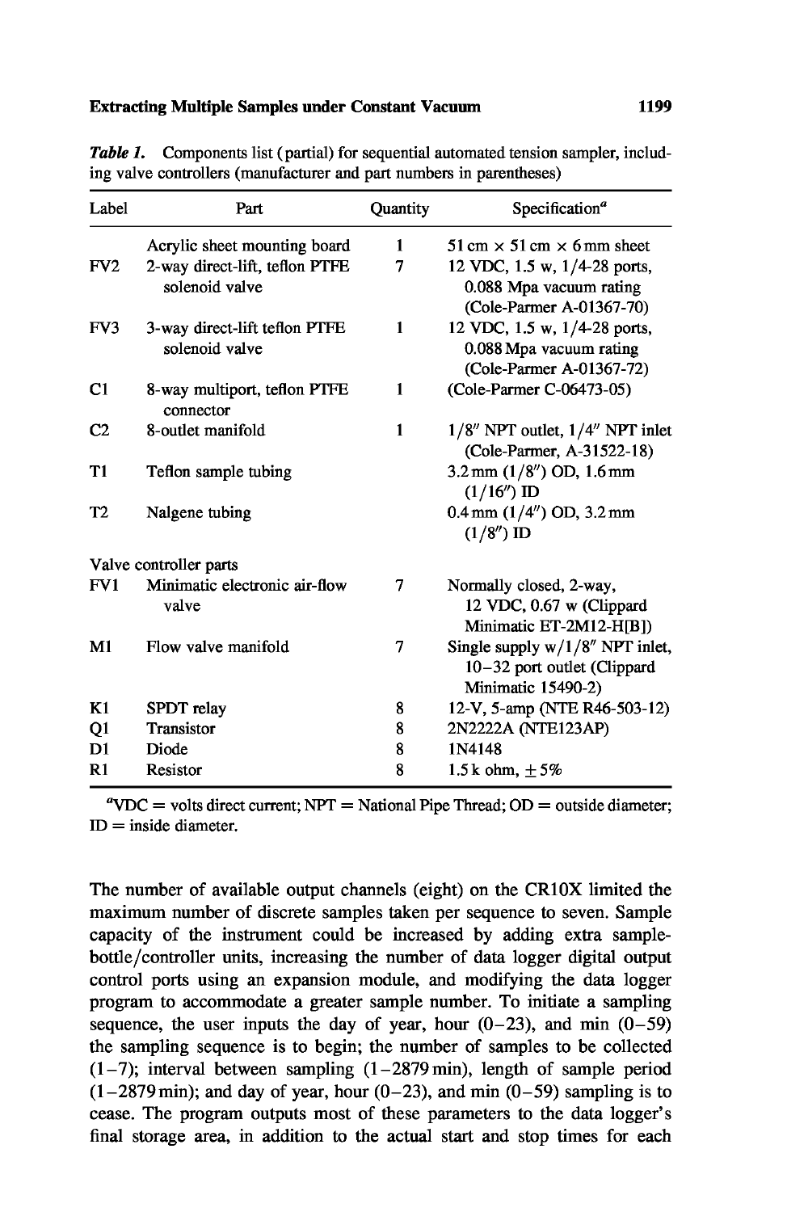***Table 1.*** Components list (partial) for sequential automated tension sampler, including valve controllers (manufacturer and part numbers in parentheses)

| Label | Part | Quantity | Specification[a] |
|---|---|---|---|
| | Acrylic sheet mounting board | 1 | 51 cm × 51 cm × 6 mm sheet |
| FV2 | 2-way direct-lift, teflon PTFE solenoid valve | 7 | 12 VDC, 1.5 w, 1/4-28 ports, 0.088 Mpa vacuum rating (Cole-Parmer A-01367-70) |
| FV3 | 3-way direct-lift teflon PTFE solenoid valve | 1 | 12 VDC, 1.5 w, 1/4-28 ports, 0.088 Mpa vacuum rating (Cole-Parmer A-01367-72) |
| C1 | 8-way multiport, teflon PTFE connector | 1 | (Cole-Parmer C-06473-05) |
| C2 | 8-outlet manifold | 1 | 1/8″ NPT outlet, 1/4″ NPT inlet (Cole-Parmer, A-31522-18) |
| T1 | Teflon sample tubing | | 3.2 mm (1/8″) OD, 1.6 mm (1/16″) ID |
| T2 | Nalgene tubing | | 0.4 mm (1/4″) OD, 3.2 mm (1/8″) ID |
| Valve controller parts | | | |
| FV1 | Minimatic electronic air-flow valve | 7 | Normally closed, 2-way, 12 VDC, 0.67 w (Clippard Minimatic ET-2M12-H[B]) |
| M1 | Flow valve manifold | 7 | Single supply w/1/8″ NPT inlet, 10–32 port outlet (Clippard Minimatic 15490-2) |
| K1 | SPDT relay | 8 | 12-V, 5-amp (NTE R46-503-12) |
| Q1 | Transistor | 8 | 2N2222A (NTE123AP) |
| D1 | Diode | 8 | 1N4148 |
| R1 | Resistor | 8 | 1.5 k ohm, ±5% |

[a]VDC = volts direct current; NPT = National Pipe Thread; OD = outside diameter; ID = inside diameter.

The number of available output channels (eight) on the CR10X limited the maximum number of discrete samples taken per sequence to seven. Sample capacity of the instrument could be increased by adding extra sample-bottle/controller units, increasing the number of data logger digital output control ports using an expansion module, and modifying the data logger program to accommodate a greater sample number. To initiate a sampling sequence, the user inputs the day of year, hour (0–23), and min (0–59) the sampling sequence is to begin; the number of samples to be collected (1–7); interval between sampling (1–2879 min), length of sample period (1–2879 min); and day of year, hour (0–23), and min (0–59) sampling is to cease. The program outputs most of these parameters to the data logger's final storage area, in addition to the actual start and stop times for each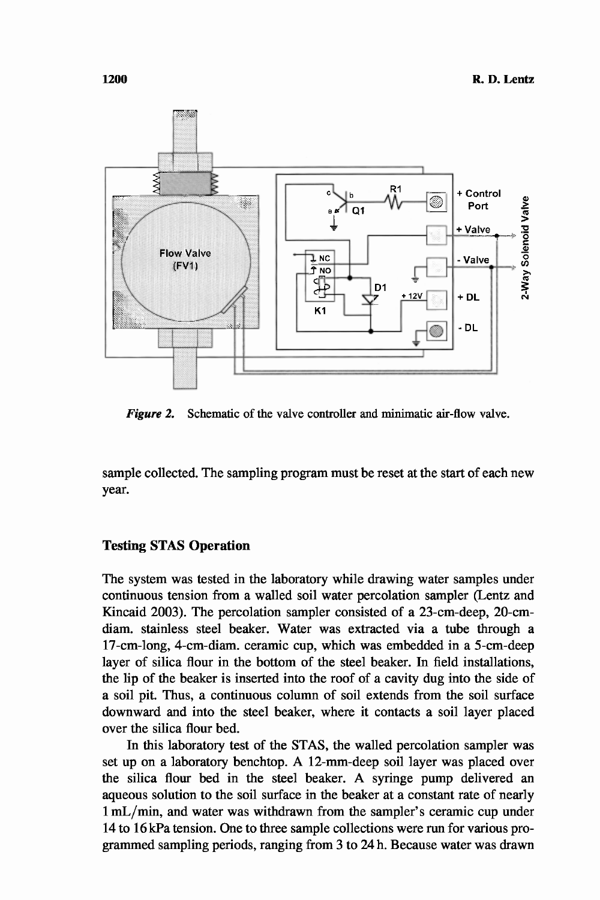*Figure 2.* Schematic of the valve controller and minimatic air-flow valve.

sample collected. The sampling program must be reset at the start of each new year.

## Testing STAS Operation

The system was tested in the laboratory while drawing water samples under continuous tension from a walled soil water percolation sampler (Lentz and Kincaid 2003). The percolation sampler consisted of a 23-cm-deep, 20-cm-diam. stainless steel beaker. Water was extracted via a tube through a 17-cm-long, 4-cm-diam. ceramic cup, which was embedded in a 5-cm-deep layer of silica flour in the bottom of the steel beaker. In field installations, the lip of the beaker is inserted into the roof of a cavity dug into the side of a soil pit. Thus, a continuous column of soil extends from the soil surface downward and into the steel beaker, where it contacts a soil layer placed over the silica flour bed.

In this laboratory test of the STAS, the walled percolation sampler was set up on a laboratory benchtop. A 12-mm-deep soil layer was placed over the silica flour bed in the steel beaker. A syringe pump delivered an aqueous solution to the soil surface in the beaker at a constant rate of nearly 1 mL/min, and water was withdrawn from the sampler's ceramic cup under 14 to 16 kPa tension. One to three sample collections were run for various programmed sampling periods, ranging from 3 to 24 h. Because water was drawn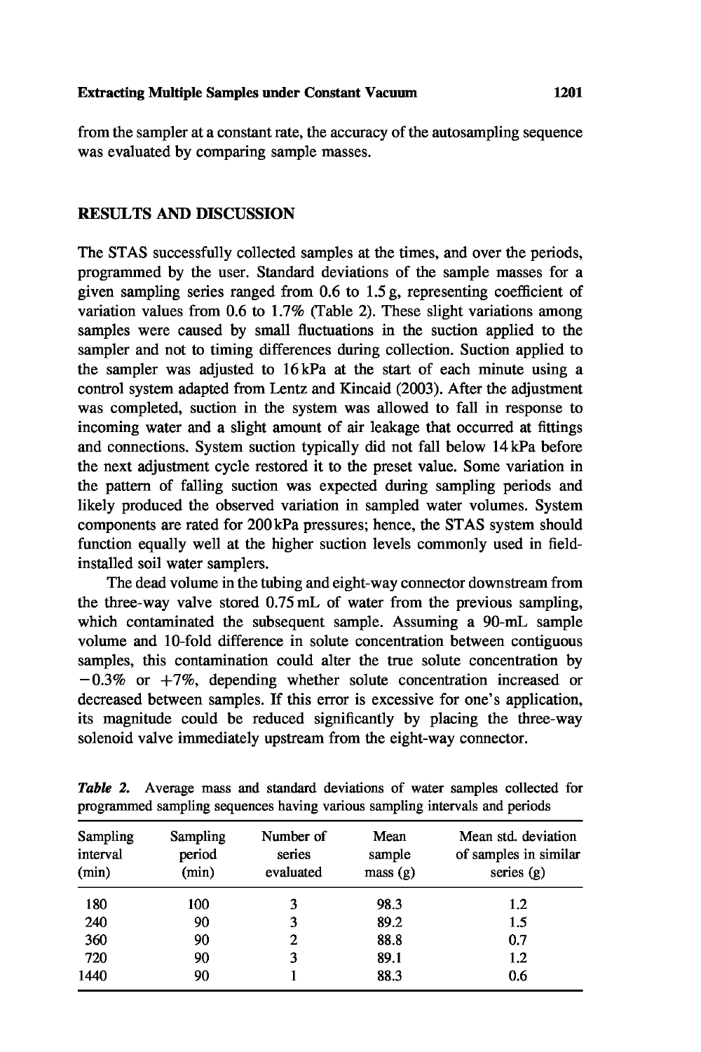from the sampler at a constant rate, the accuracy of the autosampling sequence was evaluated by comparing sample masses.

## RESULTS AND DISCUSSION

The STAS successfully collected samples at the times, and over the periods, programmed by the user. Standard deviations of the sample masses for a given sampling series ranged from 0.6 to 1.5 g, representing coefficient of variation values from 0.6 to 1.7% (Table 2). These slight variations among samples were caused by small fluctuations in the suction applied to the sampler and not to timing differences during collection. Suction applied to the sampler was adjusted to 16 kPa at the start of each minute using a control system adapted from Lentz and Kincaid (2003). After the adjustment was completed, suction in the system was allowed to fall in response to incoming water and a slight amount of air leakage that occurred at fittings and connections. System suction typically did not fall below 14 kPa before the next adjustment cycle restored it to the preset value. Some variation in the pattern of falling suction was expected during sampling periods and likely produced the observed variation in sampled water volumes. System components are rated for 200 kPa pressures; hence, the STAS system should function equally well at the higher suction levels commonly used in field-installed soil water samplers.

The dead volume in the tubing and eight-way connector downstream from the three-way valve stored 0.75 mL of water from the previous sampling, which contaminated the subsequent sample. Assuming a 90-mL sample volume and 10-fold difference in solute concentration between contiguous samples, this contamination could alter the true solute concentration by −0.3% or +7%, depending whether solute concentration increased or decreased between samples. If this error is excessive for one's application, its magnitude could be reduced significantly by placing the three-way solenoid valve immediately upstream from the eight-way connector.

***Table 2.*** Average mass and standard deviations of water samples collected for programmed sampling sequences having various sampling intervals and periods

| Sampling interval (min) | Sampling period (min) | Number of series evaluated | Mean sample mass (g) | Mean std. deviation of samples in similar series (g) |
|---|---|---|---|---|
| 180 | 100 | 3 | 98.3 | 1.2 |
| 240 | 90 | 3 | 89.2 | 1.5 |
| 360 | 90 | 2 | 88.8 | 0.7 |
| 720 | 90 | 3 | 89.1 | 1.2 |
| 1440 | 90 | 1 | 88.3 | 0.6 |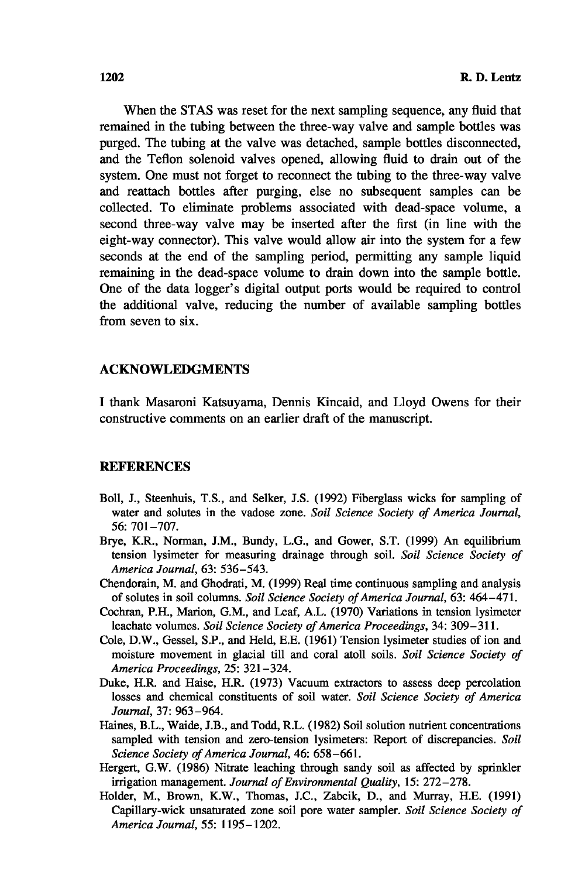When the STAS was reset for the next sampling sequence, any fluid that remained in the tubing between the three-way valve and sample bottles was purged. The tubing at the valve was detached, sample bottles disconnected, and the Teflon solenoid valves opened, allowing fluid to drain out of the system. One must not forget to reconnect the tubing to the three-way valve and reattach bottles after purging, else no subsequent samples can be collected. To eliminate problems associated with dead-space volume, a second three-way valve may be inserted after the first (in line with the eight-way connector). This valve would allow air into the system for a few seconds at the end of the sampling period, permitting any sample liquid remaining in the dead-space volume to drain down into the sample bottle. One of the data logger's digital output ports would be required to control the additional valve, reducing the number of available sampling bottles from seven to six.

## ACKNOWLEDGMENTS

I thank Masaroni Katsuyama, Dennis Kincaid, and Lloyd Owens for their constructive comments on an earlier draft of the manuscript.

## REFERENCES

Boll, J., Steenhuis, T.S., and Selker, J.S. (1992) Fiberglass wicks for sampling of water and solutes in the vadose zone. *Soil Science Society of America Journal*, 56: 701–707.

Brye, K.R., Norman, J.M., Bundy, L.G., and Gower, S.T. (1999) An equilibrium tension lysimeter for measuring drainage through soil. *Soil Science Society of America Journal*, 63: 536–543.

Chendorain, M. and Ghodrati, M. (1999) Real time continuous sampling and analysis of solutes in soil columns. *Soil Science Society of America Journal*, 63: 464–471.

Cochran, P.H., Marion, G.M., and Leaf, A.L. (1970) Variations in tension lysimeter leachate volumes. *Soil Science Society of America Proceedings*, 34: 309–311.

Cole, D.W., Gessel, S.P., and Held, E.E. (1961) Tension lysimeter studies of ion and moisture movement in glacial till and coral atoll soils. *Soil Science Society of America Proceedings*, 25: 321–324.

Duke, H.R. and Haise, H.R. (1973) Vacuum extractors to assess deep percolation losses and chemical constituents of soil water. *Soil Science Society of America Journal*, 37: 963–964.

Haines, B.L., Waide, J.B., and Todd, R.L. (1982) Soil solution nutrient concentrations sampled with tension and zero-tension lysimeters: Report of discrepancies. *Soil Science Society of America Journal*, 46: 658–661.

Hergert, G.W. (1986) Nitrate leaching through sandy soil as affected by sprinkler irrigation management. *Journal of Environmental Quality*, 15: 272–278.

Holder, M., Brown, K.W., Thomas, J.C., Zabcik, D., and Murray, H.E. (1991) Capillary-wick unsaturated zone soil pore water sampler. *Soil Science Society of America Journal*, 55: 1195–1202.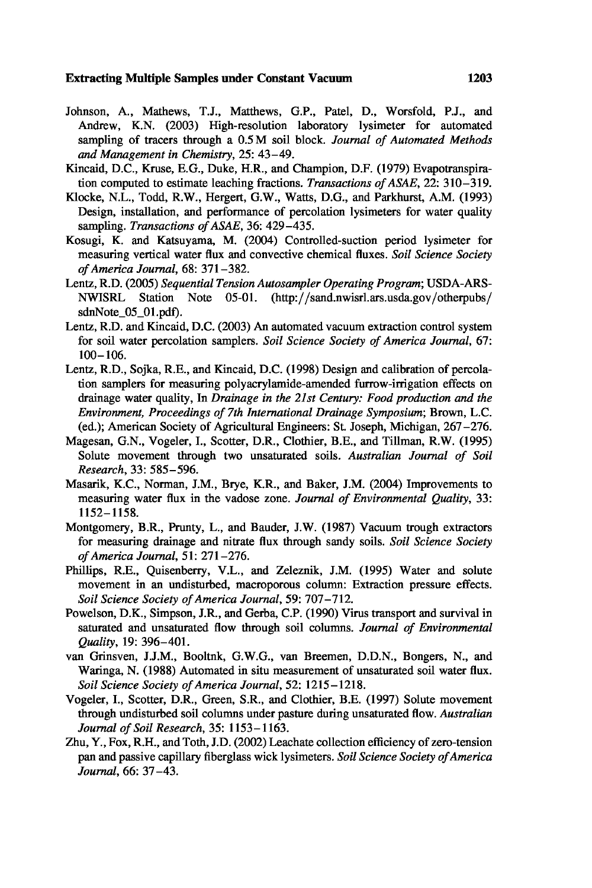Johnson, A., Mathews, T.J., Matthews, G.P., Patel, D., Worsfold, P.J., and Andrew, K.N. (2003) High-resolution laboratory lysimeter for automated sampling of tracers through a 0.5 M soil block. *Journal of Automated Methods and Management in Chemistry*, 25: 43–49.

Kincaid, D.C., Kruse, E.G., Duke, H.R., and Champion, D.F. (1979) Evapotranspiration computed to estimate leaching fractions. *Transactions of ASAE*, 22: 310–319.

Klocke, N.L., Todd, R.W., Hergert, G.W., Watts, D.G., and Parkhurst, A.M. (1993) Design, installation, and performance of percolation lysimeters for water quality sampling. *Transactions of ASAE*, 36: 429–435.

Kosugi, K. and Katsuyama, M. (2004) Controlled-suction period lysimeter for measuring vertical water flux and convective chemical fluxes. *Soil Science Society of America Journal*, 68: 371–382.

Lentz, R.D. (2005) *Sequential Tension Autosampler Operating Program*; USDA-ARS-NWISRL Station Note 05-01. (http://sand.nwisrl.ars.usda.gov/otherpubs/sdnNote_05_01.pdf).

Lentz, R.D. and Kincaid, D.C. (2003) An automated vacuum extraction control system for soil water percolation samplers. *Soil Science Society of America Journal*, 67: 100–106.

Lentz, R.D., Sojka, R.E., and Kincaid, D.C. (1998) Design and calibration of percolation samplers for measuring polyacrylamide-amended furrow-irrigation effects on drainage water quality, In *Drainage in the 21st Century: Food production and the Environment, Proceedings of 7th International Drainage Symposium*; Brown, L.C. (ed.); American Society of Agricultural Engineers: St. Joseph, Michigan, 267–276.

Magesan, G.N., Vogeler, I., Scotter, D.R., Clothier, B.E., and Tillman, R.W. (1995) Solute movement through two unsaturated soils. *Australian Journal of Soil Research*, 33: 585–596.

Masarik, K.C., Norman, J.M., Brye, K.R., and Baker, J.M. (2004) Improvements to measuring water flux in the vadose zone. *Journal of Environmental Quality*, 33: 1152–1158.

Montgomery, B.R., Prunty, L., and Bauder, J.W. (1987) Vacuum trough extractors for measuring drainage and nitrate flux through sandy soils. *Soil Science Society of America Journal*, 51: 271–276.

Phillips, R.E., Quisenberry, V.L., and Zeleznik, J.M. (1995) Water and solute movement in an undisturbed, macroporous column: Extraction pressure effects. *Soil Science Society of America Journal*, 59: 707–712.

Powelson, D.K., Simpson, J.R., and Gerba, C.P. (1990) Virus transport and survival in saturated and unsaturated flow through soil columns. *Journal of Environmental Quality*, 19: 396–401.

van Grinsven, J.J.M., Booltnk, G.W.G., van Breemen, D.D.N., Bongers, N., and Waringa, N. (1988) Automated in situ measurement of unsaturated soil water flux. *Soil Science Society of America Journal*, 52: 1215–1218.

Vogeler, I., Scotter, D.R., Green, S.R., and Clothier, B.E. (1997) Solute movement through undisturbed soil columns under pasture during unsaturated flow. *Australian Journal of Soil Research*, 35: 1153–1163.

Zhu, Y., Fox, R.H., and Toth, J.D. (2002) Leachate collection efficiency of zero-tension pan and passive capillary fiberglass wick lysimeters. *Soil Science Society of America Journal*, 66: 37–43.